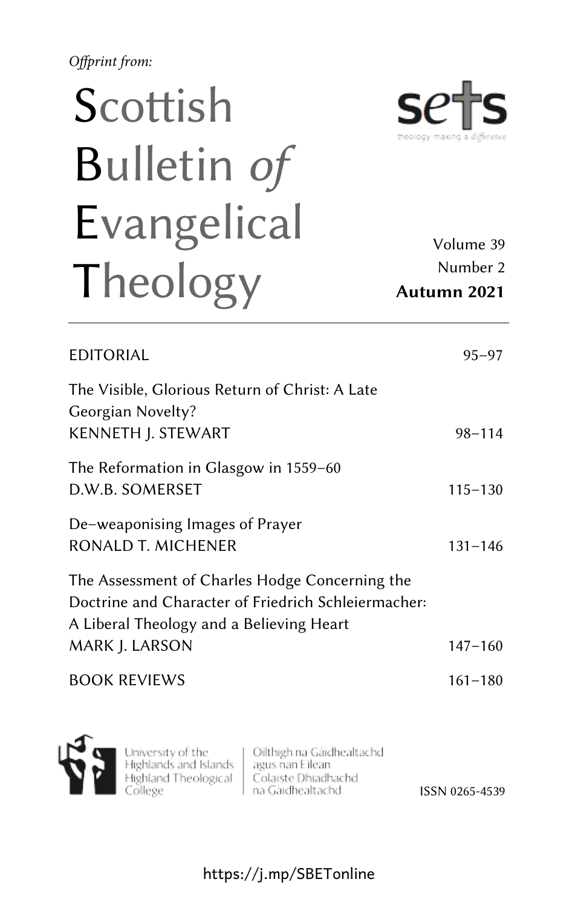*Offprint from:*

# Scottish Bulletin *of* Evangelical Theology

sets
theology making a difference

Volume 39
Number 2
**Autumn 2021**

| | |
|---|---|
| EDITORIAL | 95–97 |
| The Visible, Glorious Return of Christ: A Late Georgian Novelty?<br>KENNETH J. STEWART | 98–114 |
| The Reformation in Glasgow in 1559–60<br>D.W.B. SOMERSET | 115–130 |
| De-weaponising Images of Prayer<br>RONALD T. MICHENER | 131–146 |
| The Assessment of Charles Hodge Concerning the Doctrine and Character of Friedrich Schleiermacher: A Liberal Theology and a Believing Heart<br>MARK J. LARSON | 147–160 |
| BOOK REVIEWS | 161–180 |

University of the Highlands and Islands
Highland Theological College

Oilthigh na Gàidhealtachd agus nan Eilean
Colaiste Dhiadhachd na Gàidhealtachd

ISSN 0265-4539

https://j.mp/SBETonline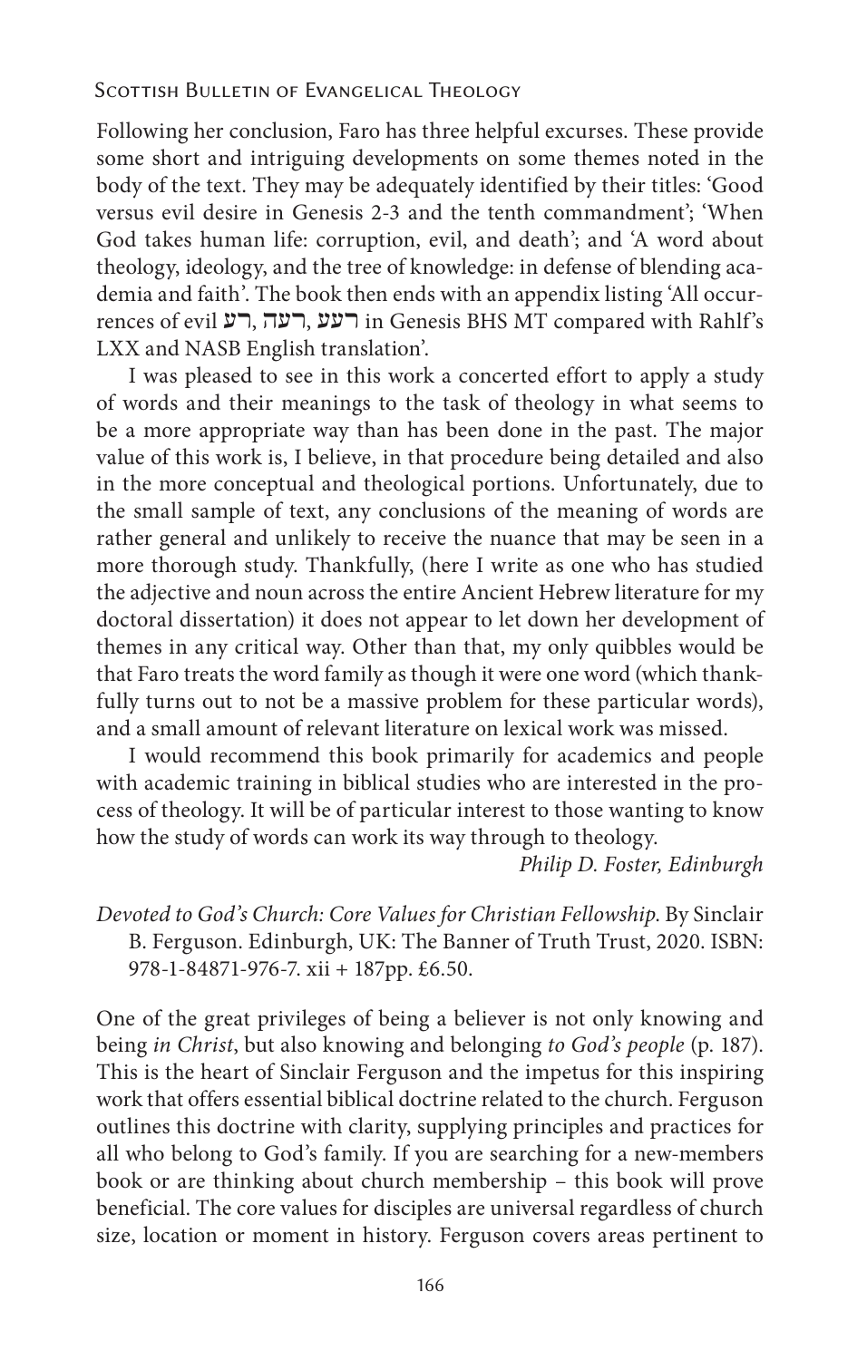Following her conclusion, Faro has three helpful excurses. These provide some short and intriguing developments on some themes noted in the body of the text. They may be adequately identified by their titles: 'Good versus evil desire in Genesis 2-3 and the tenth commandment'; 'When God takes human life: corruption, evil, and death'; and 'A word about theology, ideology, and the tree of knowledge: in defense of blending academia and faith'. The book then ends with an appendix listing 'All occurrences of evil רע, רעה, רעע in Genesis BHS MT compared with Rahlf's LXX and NASB English translation'.

I was pleased to see in this work a concerted effort to apply a study of words and their meanings to the task of theology in what seems to be a more appropriate way than has been done in the past. The major value of this work is, I believe, in that procedure being detailed and also in the more conceptual and theological portions. Unfortunately, due to the small sample of text, any conclusions of the meaning of words are rather general and unlikely to receive the nuance that may be seen in a more thorough study. Thankfully, (here I write as one who has studied the adjective and noun across the entire Ancient Hebrew literature for my doctoral dissertation) it does not appear to let down her development of themes in any critical way. Other than that, my only quibbles would be that Faro treats the word family as though it were one word (which thankfully turns out to not be a massive problem for these particular words), and a small amount of relevant literature on lexical work was missed.

I would recommend this book primarily for academics and people with academic training in biblical studies who are interested in the process of theology. It will be of particular interest to those wanting to know how the study of words can work its way through to theology.

*Philip D. Foster, Edinburgh*

*Devoted to God's Church: Core Values for Christian Fellowship.* By Sinclair B. Ferguson. Edinburgh, UK: The Banner of Truth Trust, 2020. ISBN: 978-1-84871-976-7. xii + 187pp. £6.50.

One of the great privileges of being a believer is not only knowing and being *in Christ*, but also knowing and belonging *to God's people* (p. 187). This is the heart of Sinclair Ferguson and the impetus for this inspiring work that offers essential biblical doctrine related to the church. Ferguson outlines this doctrine with clarity, supplying principles and practices for all who belong to God's family. If you are searching for a new-members book or are thinking about church membership – this book will prove beneficial. The core values for disciples are universal regardless of church size, location or moment in history. Ferguson covers areas pertinent to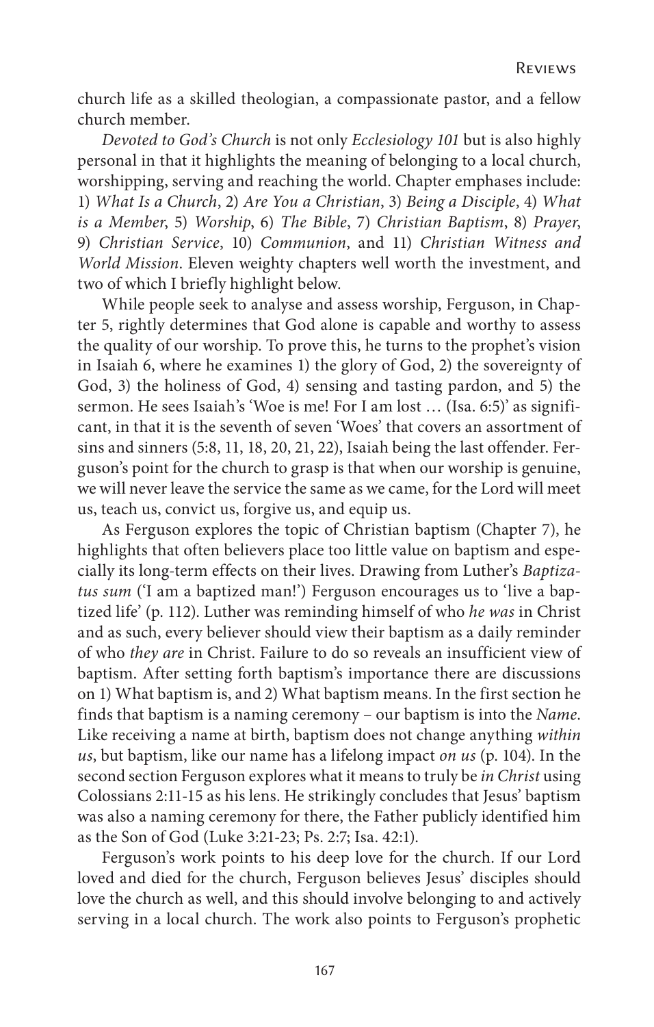church life as a skilled theologian, a compassionate pastor, and a fellow church member.

*Devoted to God's Church* is not only *Ecclesiology 101* but is also highly personal in that it highlights the meaning of belonging to a local church, worshipping, serving and reaching the world. Chapter emphases include: 1) *What Is a Church*, 2) *Are You a Christian*, 3) *Being a Disciple*, 4) *What is a Member*, 5) *Worship*, 6) *The Bible*, 7) *Christian Baptism*, 8) *Prayer*, 9) *Christian Service*, 10) *Communion*, and 11) *Christian Witness and World Mission*. Eleven weighty chapters well worth the investment, and two of which I briefly highlight below.

While people seek to analyse and assess worship, Ferguson, in Chapter 5, rightly determines that God alone is capable and worthy to assess the quality of our worship. To prove this, he turns to the prophet's vision in Isaiah 6, where he examines 1) the glory of God, 2) the sovereignty of God, 3) the holiness of God, 4) sensing and tasting pardon, and 5) the sermon. He sees Isaiah's 'Woe is me! For I am lost … (Isa. 6:5)' as significant, in that it is the seventh of seven 'Woes' that covers an assortment of sins and sinners (5:8, 11, 18, 20, 21, 22), Isaiah being the last offender. Ferguson's point for the church to grasp is that when our worship is genuine, we will never leave the service the same as we came, for the Lord will meet us, teach us, convict us, forgive us, and equip us.

As Ferguson explores the topic of Christian baptism (Chapter 7), he highlights that often believers place too little value on baptism and especially its long-term effects on their lives. Drawing from Luther's *Baptizatus sum* ('I am a baptized man!') Ferguson encourages us to 'live a baptized life' (p. 112). Luther was reminding himself of who *he was* in Christ and as such, every believer should view their baptism as a daily reminder of who *they are* in Christ. Failure to do so reveals an insufficient view of baptism. After setting forth baptism's importance there are discussions on 1) What baptism is, and 2) What baptism means. In the first section he finds that baptism is a naming ceremony – our baptism is into the *Name*. Like receiving a name at birth, baptism does not change anything *within us*, but baptism, like our name has a lifelong impact *on us* (p. 104). In the second section Ferguson explores what it means to truly be *in Christ* using Colossians 2:11-15 as his lens. He strikingly concludes that Jesus' baptism was also a naming ceremony for there, the Father publicly identified him as the Son of God (Luke 3:21-23; Ps. 2:7; Isa. 42:1).

Ferguson's work points to his deep love for the church. If our Lord loved and died for the church, Ferguson believes Jesus' disciples should love the church as well, and this should involve belonging to and actively serving in a local church. The work also points to Ferguson's prophetic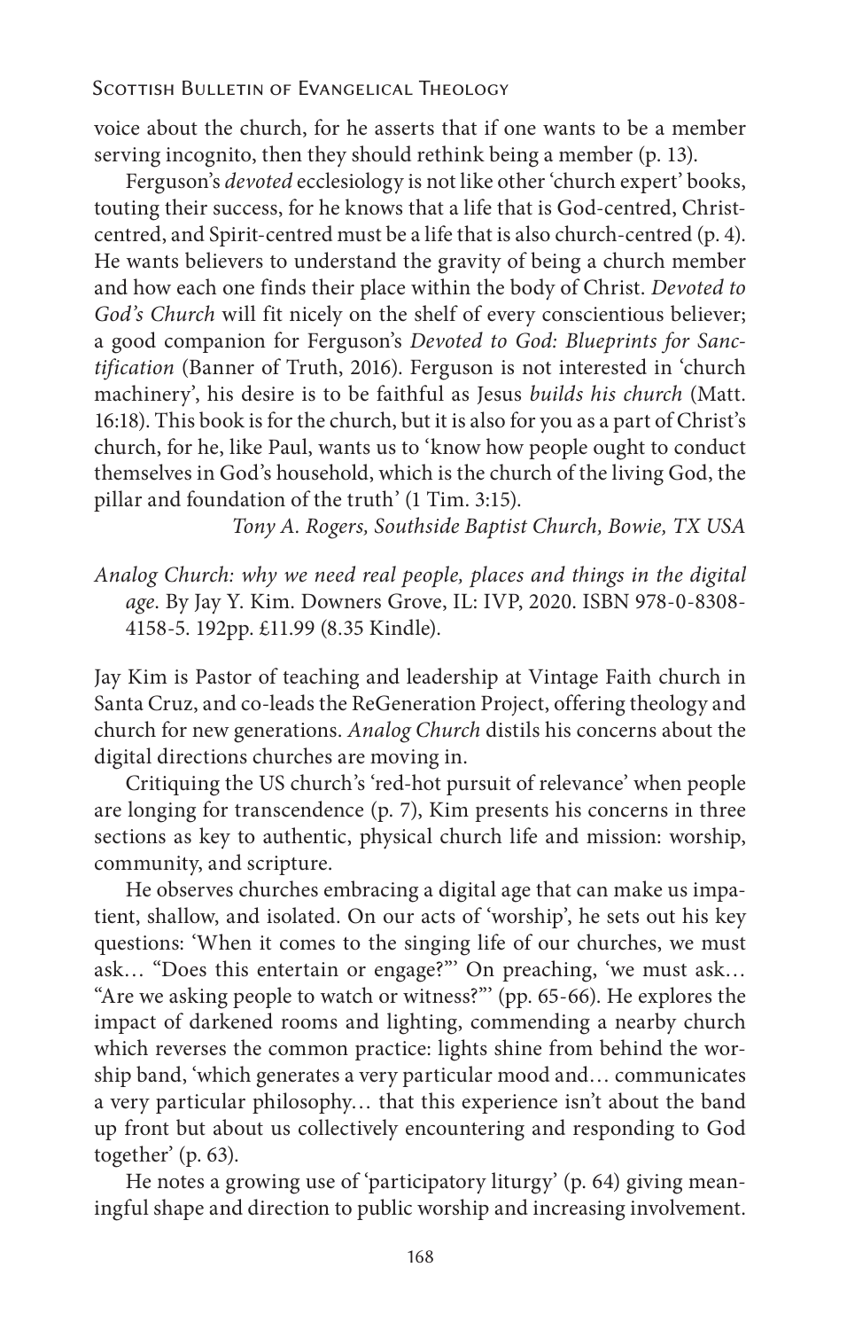voice about the church, for he asserts that if one wants to be a member serving incognito, then they should rethink being a member (p. 13).

Ferguson's *devoted* ecclesiology is not like other 'church expert' books, touting their success, for he knows that a life that is God-centred, Christ-centred, and Spirit-centred must be a life that is also church-centred (p. 4). He wants believers to understand the gravity of being a church member and how each one finds their place within the body of Christ. *Devoted to God's Church* will fit nicely on the shelf of every conscientious believer; a good companion for Ferguson's *Devoted to God: Blueprints for Sanctification* (Banner of Truth, 2016). Ferguson is not interested in 'church machinery', his desire is to be faithful as Jesus *builds his church* (Matt. 16:18). This book is for the church, but it is also for you as a part of Christ's church, for he, like Paul, wants us to 'know how people ought to conduct themselves in God's household, which is the church of the living God, the pillar and foundation of the truth' (1 Tim. 3:15).

*Tony A. Rogers, Southside Baptist Church, Bowie, TX USA*

*Analog Church: why we need real people, places and things in the digital age*. By Jay Y. Kim. Downers Grove, IL: IVP, 2020. ISBN 978-0-8308-4158-5. 192pp. £11.99 (8.35 Kindle).

Jay Kim is Pastor of teaching and leadership at Vintage Faith church in Santa Cruz, and co-leads the ReGeneration Project, offering theology and church for new generations. *Analog Church* distils his concerns about the digital directions churches are moving in.

Critiquing the US church's 'red-hot pursuit of relevance' when people are longing for transcendence (p. 7), Kim presents his concerns in three sections as key to authentic, physical church life and mission: worship, community, and scripture.

He observes churches embracing a digital age that can make us impatient, shallow, and isolated. On our acts of 'worship', he sets out his key questions: 'When it comes to the singing life of our churches, we must ask… "Does this entertain or engage?"' On preaching, 'we must ask… "Are we asking people to watch or witness?"' (pp. 65-66). He explores the impact of darkened rooms and lighting, commending a nearby church which reverses the common practice: lights shine from behind the worship band, 'which generates a very particular mood and… communicates a very particular philosophy… that this experience isn't about the band up front but about us collectively encountering and responding to God together' (p. 63).

He notes a growing use of 'participatory liturgy' (p. 64) giving meaningful shape and direction to public worship and increasing involvement.